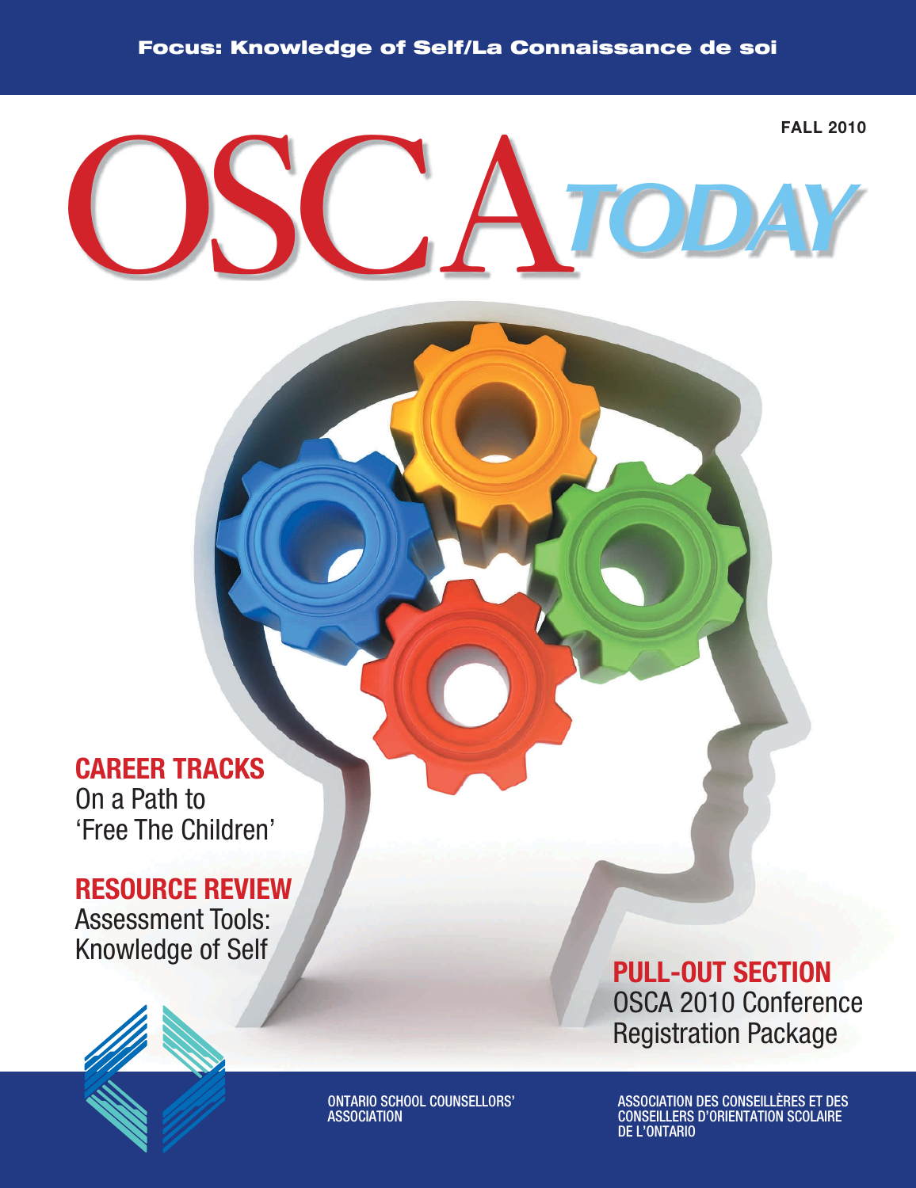Focus: Knowledge of Self/La Connaissance de soi

FALL 2010

# OSCA TODAY

## CAREER TRACKS
On a Path to 'Free The Children'

## RESOURCE REVIEW
Assessment Tools: Knowledge of Self

## PULL-OUT SECTION
OSCA 2010 Conference Registration Package

ONTARIO SCHOOL COUNSELLORS' ASSOCIATION

ASSOCIATION DES CONSEILLÈRES ET DES CONSEILLERS D'ORIENTATION SCOLAIRE DE L'ONTARIO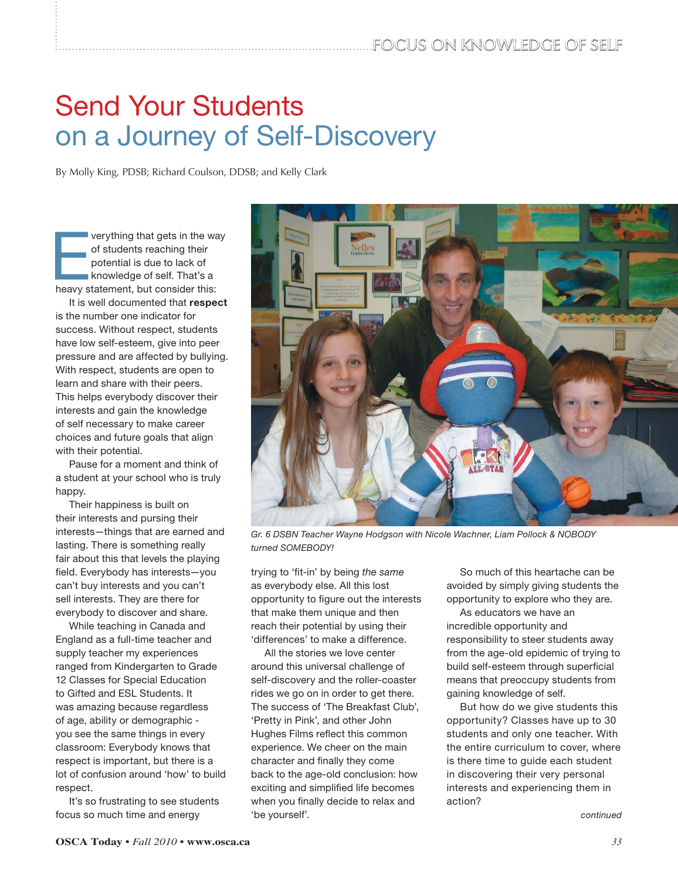# Send Your Students on a Journey of Self-Discovery

By Molly King, PDSB; Richard Coulson, DDSB; and Kelly Clark

Everything that gets in the way of students reaching their potential is due to lack of knowledge of self. That's a heavy statement, but consider this:

It is well documented that **respect** is the number one indicator for success. Without respect, students have low self-esteem, give into peer pressure and are affected by bullying. With respect, students are open to learn and share with their peers. This helps everybody discover their interests and gain the knowledge of self necessary to make career choices and future goals that align with their potential.

Pause for a moment and think of a student at your school who is truly happy.

Their happiness is built on their interests and pursing their interests—things that are earned and lasting. There is something really fair about this that levels the playing field. Everybody has interests—you can't buy interests and you can't sell interests. They are there for everybody to discover and share.

While teaching in Canada and England as a full-time teacher and supply teacher my experiences ranged from Kindergarten to Grade 12 Classes for Special Education to Gifted and ESL Students. It was amazing because regardless of age, ability or demographic - you see the same things in every classroom: Everybody knows that respect is important, but there is a lot of confusion around 'how' to build respect.

It's so frustrating to see students focus so much time and energy trying to 'fit-in' by being *the same* as everybody else. All this lost opportunity to figure out the interests that make them unique and then reach their potential by using their 'differences' to make a difference.

*Gr. 6 DSBN Teacher Wayne Hodgson with Nicole Wachner, Liam Pollock & NOBODY turned SOMEBODY!*

All the stories we love center around this universal challenge of self-discovery and the roller-coaster rides we go on in order to get there. The success of 'The Breakfast Club', 'Pretty in Pink', and other John Hughes Films reflect this common experience. We cheer on the main character and finally they come back to the age-old conclusion: how exciting and simplified life becomes when you finally decide to relax and 'be yourself'.

So much of this heartache can be avoided by simply giving students the opportunity to explore who they are.

As educators we have an incredible opportunity and responsibility to steer students away from the age-old epidemic of trying to build self-esteem through superficial means that preoccupy students from gaining knowledge of self.

But how do we give students this opportunity? Classes have up to 30 students and only one teacher. With the entire curriculum to cover, where is there time to guide each student in discovering their very personal interests and experiencing them in action?

*continued*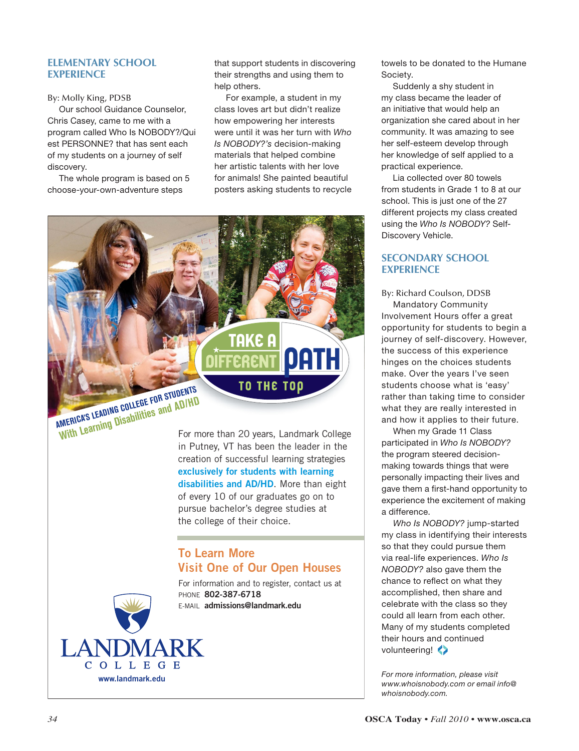## ELEMENTARY SCHOOL EXPERIENCE

By: Molly King, PDSB

Our school Guidance Counselor, Chris Casey, came to me with a program called Who Is NOBODY?/Qui est PERSONNE? that has sent each of my students on a journey of self discovery.

The whole program is based on 5 choose-your-own-adventure steps that support students in discovering their strengths and using them to help others.

For example, a student in my class loves art but didn't realize how empowering her interests were until it was her turn with *Who Is NOBODY?'s* decision-making materials that helped combine her artistic talents with her love for animals! She painted beautiful posters asking students to recycle towels to be donated to the Humane Society.

Suddenly a shy student in my class became the leader of an initiative that would help an organization she cared about in her community. It was amazing to see her self-esteem develop through her knowledge of self applied to a practical experience.

Lia collected over 80 towels from students in Grade 1 to 8 at our school. This is just one of the 27 different projects my class created using the *Who Is NOBODY?* Self-Discovery Vehicle.

TAKE A DIFFERENT PATH TO THE TOP

AMERICA'S LEADING COLLEGE FOR STUDENTS With Learning Disabilities and AD/HD

For more than 20 years, Landmark College in Putney, VT has been the leader in the creation of successful learning strategies **exclusively for students with learning disabilities and AD/HD**. More than eight of every 10 of our graduates go on to pursue bachelor's degree studies at the college of their choice.

**To Learn More**
**Visit One of Our Open Houses**

For information and to register, contact us at
PHONE **802-387-6718**
E-MAIL **admissions@landmark.edu**

LANDMARK COLLEGE
www.landmark.edu

## SECONDARY SCHOOL EXPERIENCE

By: Richard Coulson, DDSB

Mandatory Community Involvement Hours offer a great opportunity for students to begin a journey of self-discovery. However, the success of this experience hinges on the choices students make. Over the years I've seen students choose what is 'easy' rather than taking time to consider what they are really interested in and how it applies to their future.

When my Grade 11 Class participated in *Who Is NOBODY?* the program steered decision-making towards things that were personally impacting their lives and gave them a first-hand opportunity to experience the excitement of making a difference.

*Who Is NOBODY?* jump-started my class in identifying their interests so that they could pursue them via real-life experiences. *Who Is NOBODY?* also gave them the chance to reflect on what they accomplished, then share and celebrate with the class so they could all learn from each other. Many of my students completed their hours and continued volunteering!

*For more information, please visit www.whoisnobody.com or email info@whoisnobody.com.*